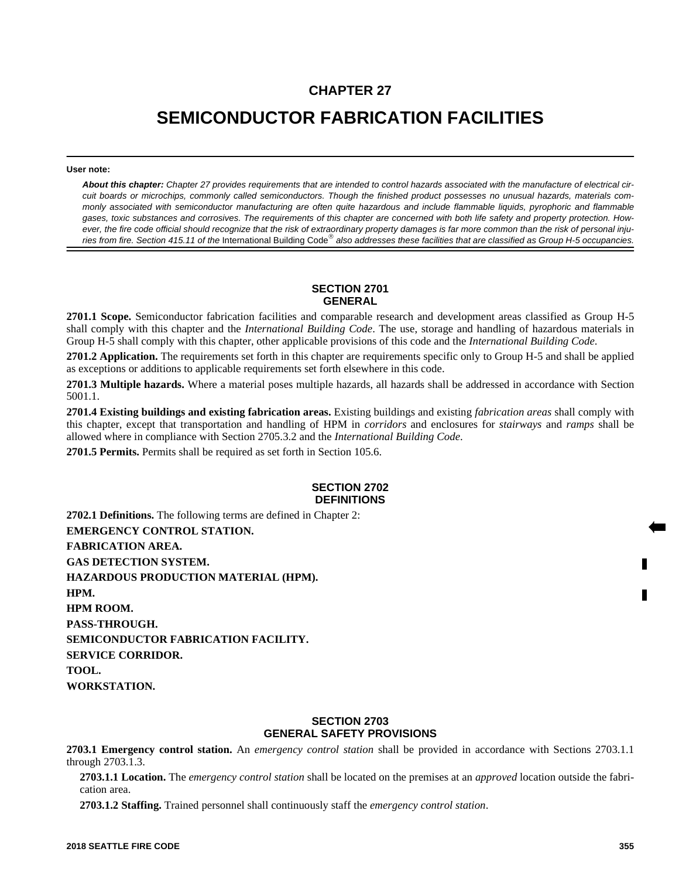# CHAPTER 27

# SEMICONDUCTOR FABRICATION FACILITIES

**User note:**

***About this chapter:*** *Chapter 27 provides requirements that are intended to control hazards associated with the manufacture of electrical circuit boards or microchips, commonly called semiconductors. Though the finished product possesses no unusual hazards, materials commonly associated with semiconductor manufacturing are often quite hazardous and include flammable liquids, pyrophoric and flammable gases, toxic substances and corrosives. The requirements of this chapter are concerned with both life safety and property protection. However, the fire code official should recognize that the risk of extraordinary property damages is far more common than the risk of personal injuries from fire. Section 415.11 of the* International Building Code® *also addresses these facilities that are classified as Group H-5 occupancies.*

## SECTION 2701 GENERAL

**2701.1 Scope.** Semiconductor fabrication facilities and comparable research and development areas classified as Group H-5 shall comply with this chapter and the *International Building Code*. The use, storage and handling of hazardous materials in Group H-5 shall comply with this chapter, other applicable provisions of this code and the *International Building Code*.

**2701.2 Application.** The requirements set forth in this chapter are requirements specific only to Group H-5 and shall be applied as exceptions or additions to applicable requirements set forth elsewhere in this code.

**2701.3 Multiple hazards.** Where a material poses multiple hazards, all hazards shall be addressed in accordance with Section 5001.1.

**2701.4 Existing buildings and existing fabrication areas.** Existing buildings and existing *fabrication areas* shall comply with this chapter, except that transportation and handling of HPM in *corridors* and enclosures for *stairways* and *ramps* shall be allowed where in compliance with Section 2705.3.2 and the *International Building Code*.

**2701.5 Permits.** Permits shall be required as set forth in Section 105.6.

## SECTION 2702 DEFINITIONS

**2702.1 Definitions.** The following terms are defined in Chapter 2:

**EMERGENCY CONTROL STATION.**

**FABRICATION AREA.**

**GAS DETECTION SYSTEM.**

**HAZARDOUS PRODUCTION MATERIAL (HPM).**

**HPM.**

**HPM ROOM.**

**PASS-THROUGH.**

**SEMICONDUCTOR FABRICATION FACILITY.**

**SERVICE CORRIDOR.**

**TOOL.**

**WORKSTATION.**

## SECTION 2703 GENERAL SAFETY PROVISIONS

**2703.1 Emergency control station.** An *emergency control station* shall be provided in accordance with Sections 2703.1.1 through 2703.1.3.

**2703.1.1 Location.** The *emergency control station* shall be located on the premises at an *approved* location outside the fabrication area.

**2703.1.2 Staffing.** Trained personnel shall continuously staff the *emergency control station*.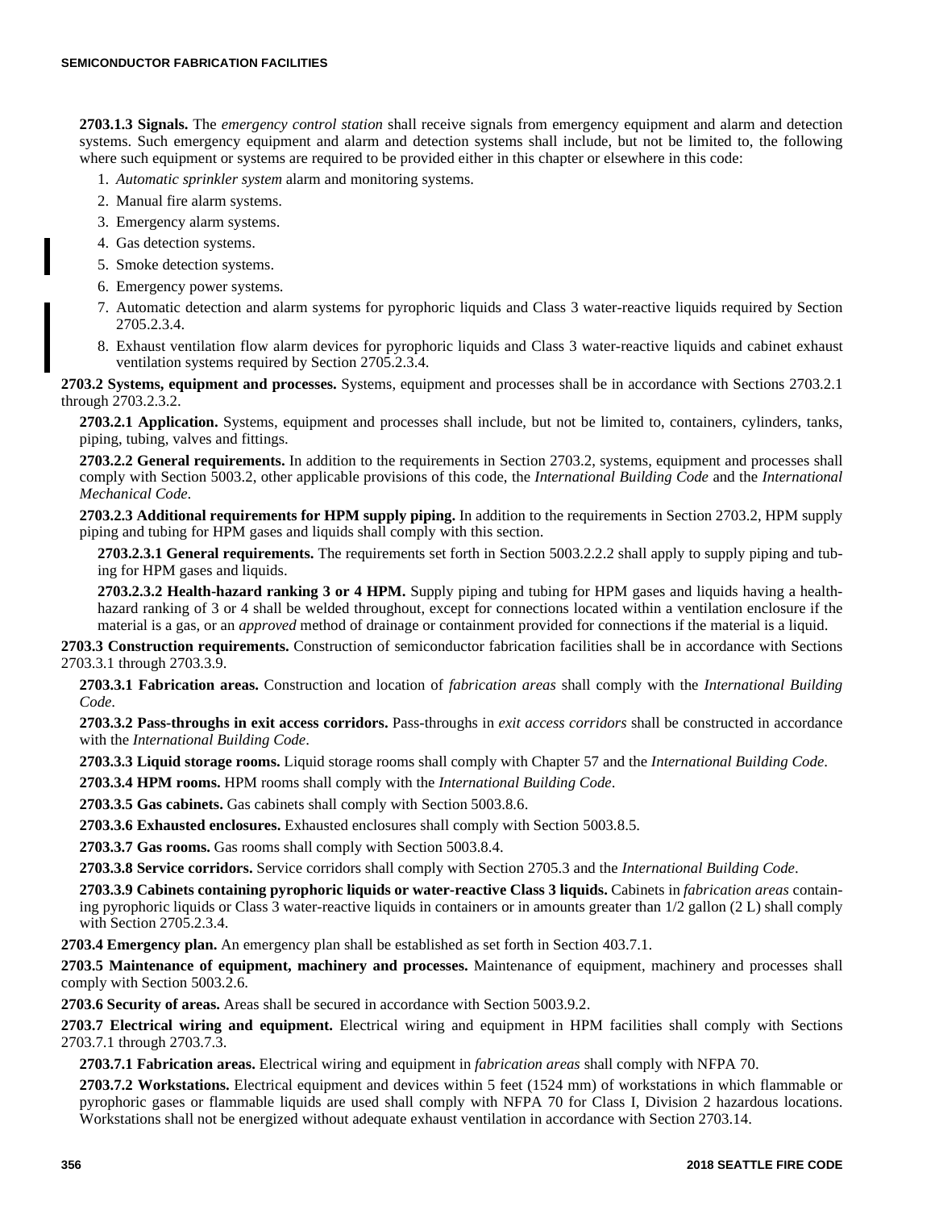**2703.1.3 Signals.** The *emergency control station* shall receive signals from emergency equipment and alarm and detection systems. Such emergency equipment and alarm and detection systems shall include, but not be limited to, the following where such equipment or systems are required to be provided either in this chapter or elsewhere in this code:

1. *Automatic sprinkler system* alarm and monitoring systems.
2. Manual fire alarm systems.
3. Emergency alarm systems.
4. Gas detection systems.
5. Smoke detection systems.
6. Emergency power systems.
7. Automatic detection and alarm systems for pyrophoric liquids and Class 3 water-reactive liquids required by Section 2705.2.3.4.
8. Exhaust ventilation flow alarm devices for pyrophoric liquids and Class 3 water-reactive liquids and cabinet exhaust ventilation systems required by Section 2705.2.3.4.

**2703.2 Systems, equipment and processes.** Systems, equipment and processes shall be in accordance with Sections 2703.2.1 through 2703.2.3.2.

**2703.2.1 Application.** Systems, equipment and processes shall include, but not be limited to, containers, cylinders, tanks, piping, tubing, valves and fittings.

**2703.2.2 General requirements.** In addition to the requirements in Section 2703.2, systems, equipment and processes shall comply with Section 5003.2, other applicable provisions of this code, the *International Building Code* and the *International Mechanical Code*.

**2703.2.3 Additional requirements for HPM supply piping.** In addition to the requirements in Section 2703.2, HPM supply piping and tubing for HPM gases and liquids shall comply with this section.

**2703.2.3.1 General requirements.** The requirements set forth in Section 5003.2.2.2 shall apply to supply piping and tubing for HPM gases and liquids.

**2703.2.3.2 Health-hazard ranking 3 or 4 HPM.** Supply piping and tubing for HPM gases and liquids having a health-hazard ranking of 3 or 4 shall be welded throughout, except for connections located within a ventilation enclosure if the material is a gas, or an *approved* method of drainage or containment provided for connections if the material is a liquid.

**2703.3 Construction requirements.** Construction of semiconductor fabrication facilities shall be in accordance with Sections 2703.3.1 through 2703.3.9.

**2703.3.1 Fabrication areas.** Construction and location of *fabrication areas* shall comply with the *International Building Code*.

**2703.3.2 Pass-throughs in exit access corridors.** Pass-throughs in *exit access corridors* shall be constructed in accordance with the *International Building Code*.

**2703.3.3 Liquid storage rooms.** Liquid storage rooms shall comply with Chapter 57 and the *International Building Code*.

**2703.3.4 HPM rooms.** HPM rooms shall comply with the *International Building Code*.

**2703.3.5 Gas cabinets.** Gas cabinets shall comply with Section 5003.8.6.

**2703.3.6 Exhausted enclosures.** Exhausted enclosures shall comply with Section 5003.8.5.

**2703.3.7 Gas rooms.** Gas rooms shall comply with Section 5003.8.4.

**2703.3.8 Service corridors.** Service corridors shall comply with Section 2705.3 and the *International Building Code*.

**2703.3.9 Cabinets containing pyrophoric liquids or water-reactive Class 3 liquids.** Cabinets in *fabrication areas* containing pyrophoric liquids or Class 3 water-reactive liquids in containers or in amounts greater than 1/2 gallon (2 L) shall comply with Section 2705.2.3.4.

**2703.4 Emergency plan.** An emergency plan shall be established as set forth in Section 403.7.1.

**2703.5 Maintenance of equipment, machinery and processes.** Maintenance of equipment, machinery and processes shall comply with Section 5003.2.6.

**2703.6 Security of areas.** Areas shall be secured in accordance with Section 5003.9.2.

**2703.7 Electrical wiring and equipment.** Electrical wiring and equipment in HPM facilities shall comply with Sections 2703.7.1 through 2703.7.3.

**2703.7.1 Fabrication areas.** Electrical wiring and equipment in *fabrication areas* shall comply with NFPA 70.

**2703.7.2 Workstations.** Electrical equipment and devices within 5 feet (1524 mm) of workstations in which flammable or pyrophoric gases or flammable liquids are used shall comply with NFPA 70 for Class I, Division 2 hazardous locations. Workstations shall not be energized without adequate exhaust ventilation in accordance with Section 2703.14.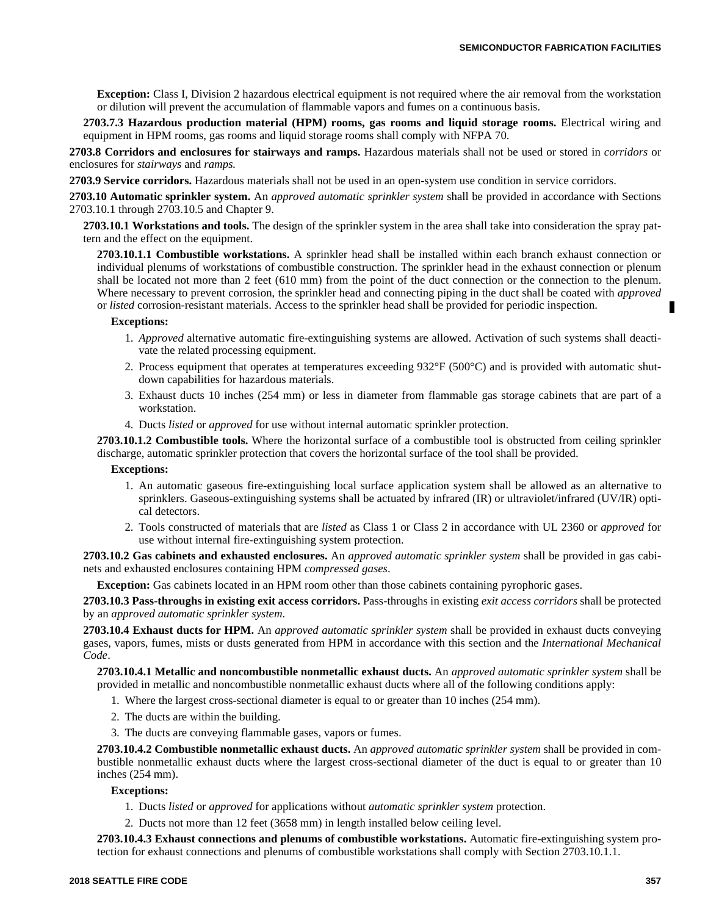**Exception:** Class I, Division 2 hazardous electrical equipment is not required where the air removal from the workstation or dilution will prevent the accumulation of flammable vapors and fumes on a continuous basis.

**2703.7.3 Hazardous production material (HPM) rooms, gas rooms and liquid storage rooms.** Electrical wiring and equipment in HPM rooms, gas rooms and liquid storage rooms shall comply with NFPA 70.

**2703.8 Corridors and enclosures for stairways and ramps.** Hazardous materials shall not be used or stored in *corridors* or enclosures for *stairways* and *ramps.*

**2703.9 Service corridors.** Hazardous materials shall not be used in an open-system use condition in service corridors.

**2703.10 Automatic sprinkler system.** An *approved automatic sprinkler system* shall be provided in accordance with Sections 2703.10.1 through 2703.10.5 and Chapter 9.

**2703.10.1 Workstations and tools.** The design of the sprinkler system in the area shall take into consideration the spray pattern and the effect on the equipment.

**2703.10.1.1 Combustible workstations.** A sprinkler head shall be installed within each branch exhaust connection or individual plenums of workstations of combustible construction. The sprinkler head in the exhaust connection or plenum shall be located not more than 2 feet (610 mm) from the point of the duct connection or the connection to the plenum. Where necessary to prevent corrosion, the sprinkler head and connecting piping in the duct shall be coated with *approved* or *listed* corrosion-resistant materials. Access to the sprinkler head shall be provided for periodic inspection.

**Exceptions:**

1. *Approved* alternative automatic fire-extinguishing systems are allowed. Activation of such systems shall deactivate the related processing equipment.
2. Process equipment that operates at temperatures exceeding 932°F (500°C) and is provided with automatic shutdown capabilities for hazardous materials.
3. Exhaust ducts 10 inches (254 mm) or less in diameter from flammable gas storage cabinets that are part of a workstation.
4. Ducts *listed* or *approved* for use without internal automatic sprinkler protection.

**2703.10.1.2 Combustible tools.** Where the horizontal surface of a combustible tool is obstructed from ceiling sprinkler discharge, automatic sprinkler protection that covers the horizontal surface of the tool shall be provided.

**Exceptions:**

1. An automatic gaseous fire-extinguishing local surface application system shall be allowed as an alternative to sprinklers. Gaseous-extinguishing systems shall be actuated by infrared (IR) or ultraviolet/infrared (UV/IR) optical detectors.
2. Tools constructed of materials that are *listed* as Class 1 or Class 2 in accordance with UL 2360 or *approved* for use without internal fire-extinguishing system protection.

**2703.10.2 Gas cabinets and exhausted enclosures.** An *approved automatic sprinkler system* shall be provided in gas cabinets and exhausted enclosures containing HPM *compressed gases*.

**Exception:** Gas cabinets located in an HPM room other than those cabinets containing pyrophoric gases.

**2703.10.3 Pass-throughs in existing exit access corridors.** Pass-throughs in existing *exit access corridors* shall be protected by an *approved automatic sprinkler system*.

**2703.10.4 Exhaust ducts for HPM.** An *approved automatic sprinkler system* shall be provided in exhaust ducts conveying gases, vapors, fumes, mists or dusts generated from HPM in accordance with this section and the *International Mechanical Code*.

**2703.10.4.1 Metallic and noncombustible nonmetallic exhaust ducts.** An *approved automatic sprinkler system* shall be provided in metallic and noncombustible nonmetallic exhaust ducts where all of the following conditions apply:

1. Where the largest cross-sectional diameter is equal to or greater than 10 inches (254 mm).
2. The ducts are within the building.
3. The ducts are conveying flammable gases, vapors or fumes.

**2703.10.4.2 Combustible nonmetallic exhaust ducts.** An *approved automatic sprinkler system* shall be provided in combustible nonmetallic exhaust ducts where the largest cross-sectional diameter of the duct is equal to or greater than 10 inches (254 mm).

**Exceptions:**

1. Ducts *listed* or *approved* for applications without *automatic sprinkler system* protection.
2. Ducts not more than 12 feet (3658 mm) in length installed below ceiling level.

**2703.10.4.3 Exhaust connections and plenums of combustible workstations.** Automatic fire-extinguishing system protection for exhaust connections and plenums of combustible workstations shall comply with Section 2703.10.1.1.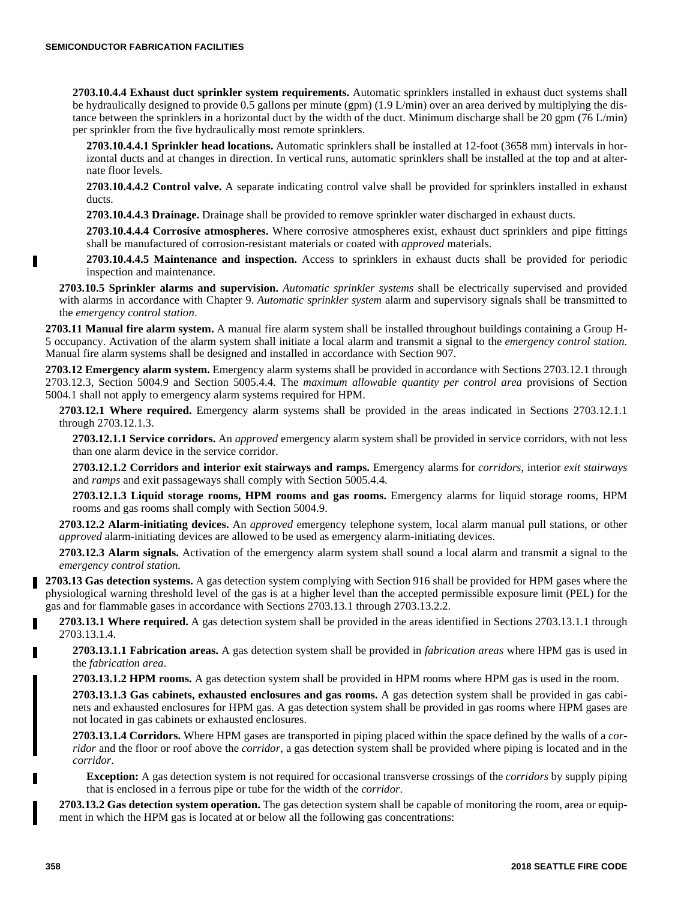**2703.10.4.4 Exhaust duct sprinkler system requirements.** Automatic sprinklers installed in exhaust duct systems shall be hydraulically designed to provide 0.5 gallons per minute (gpm) (1.9 L/min) over an area derived by multiplying the distance between the sprinklers in a horizontal duct by the width of the duct. Minimum discharge shall be 20 gpm (76 L/min) per sprinkler from the five hydraulically most remote sprinklers.

**2703.10.4.4.1 Sprinkler head locations.** Automatic sprinklers shall be installed at 12-foot (3658 mm) intervals in horizontal ducts and at changes in direction. In vertical runs, automatic sprinklers shall be installed at the top and at alternate floor levels.

**2703.10.4.4.2 Control valve.** A separate indicating control valve shall be provided for sprinklers installed in exhaust ducts.

**2703.10.4.4.3 Drainage.** Drainage shall be provided to remove sprinkler water discharged in exhaust ducts.

**2703.10.4.4.4 Corrosive atmospheres.** Where corrosive atmospheres exist, exhaust duct sprinklers and pipe fittings shall be manufactured of corrosion-resistant materials or coated with *approved* materials.

**2703.10.4.4.5 Maintenance and inspection.** Access to sprinklers in exhaust ducts shall be provided for periodic inspection and maintenance.

**2703.10.5 Sprinkler alarms and supervision.** *Automatic sprinkler systems* shall be electrically supervised and provided with alarms in accordance with Chapter 9. *Automatic sprinkler system* alarm and supervisory signals shall be transmitted to the *emergency control station*.

**2703.11 Manual fire alarm system.** A manual fire alarm system shall be installed throughout buildings containing a Group H-5 occupancy. Activation of the alarm system shall initiate a local alarm and transmit a signal to the *emergency control station*. Manual fire alarm systems shall be designed and installed in accordance with Section 907.

**2703.12 Emergency alarm system.** Emergency alarm systems shall be provided in accordance with Sections 2703.12.1 through 2703.12.3, Section 5004.9 and Section 5005.4.4. The *maximum allowable quantity per control area* provisions of Section 5004.1 shall not apply to emergency alarm systems required for HPM.

**2703.12.1 Where required.** Emergency alarm systems shall be provided in the areas indicated in Sections 2703.12.1.1 through 2703.12.1.3.

**2703.12.1.1 Service corridors.** An *approved* emergency alarm system shall be provided in service corridors, with not less than one alarm device in the service corridor.

**2703.12.1.2 Corridors and interior exit stairways and ramps.** Emergency alarms for *corridors*, interior *exit stairways* and *ramps* and exit passageways shall comply with Section 5005.4.4.

**2703.12.1.3 Liquid storage rooms, HPM rooms and gas rooms.** Emergency alarms for liquid storage rooms, HPM rooms and gas rooms shall comply with Section 5004.9.

**2703.12.2 Alarm-initiating devices.** An *approved* emergency telephone system, local alarm manual pull stations, or other *approved* alarm-initiating devices are allowed to be used as emergency alarm-initiating devices.

**2703.12.3 Alarm signals.** Activation of the emergency alarm system shall sound a local alarm and transmit a signal to the *emergency control station.*

**2703.13 Gas detection systems.** A gas detection system complying with Section 916 shall be provided for HPM gases where the physiological warning threshold level of the gas is at a higher level than the accepted permissible exposure limit (PEL) for the gas and for flammable gases in accordance with Sections 2703.13.1 through 2703.13.2.2.

**2703.13.1 Where required.** A gas detection system shall be provided in the areas identified in Sections 2703.13.1.1 through 2703.13.1.4.

**2703.13.1.1 Fabrication areas.** A gas detection system shall be provided in *fabrication areas* where HPM gas is used in the *fabrication area*.

**2703.13.1.2 HPM rooms.** A gas detection system shall be provided in HPM rooms where HPM gas is used in the room.

**2703.13.1.3 Gas cabinets, exhausted enclosures and gas rooms.** A gas detection system shall be provided in gas cabinets and exhausted enclosures for HPM gas. A gas detection system shall be provided in gas rooms where HPM gases are not located in gas cabinets or exhausted enclosures.

**2703.13.1.4 Corridors.** Where HPM gases are transported in piping placed within the space defined by the walls of a *corridor* and the floor or roof above the *corridor*, a gas detection system shall be provided where piping is located and in the *corridor*.

**Exception:** A gas detection system is not required for occasional transverse crossings of the *corridors* by supply piping that is enclosed in a ferrous pipe or tube for the width of the *corridor*.

**2703.13.2 Gas detection system operation.** The gas detection system shall be capable of monitoring the room, area or equipment in which the HPM gas is located at or below all the following gas concentrations: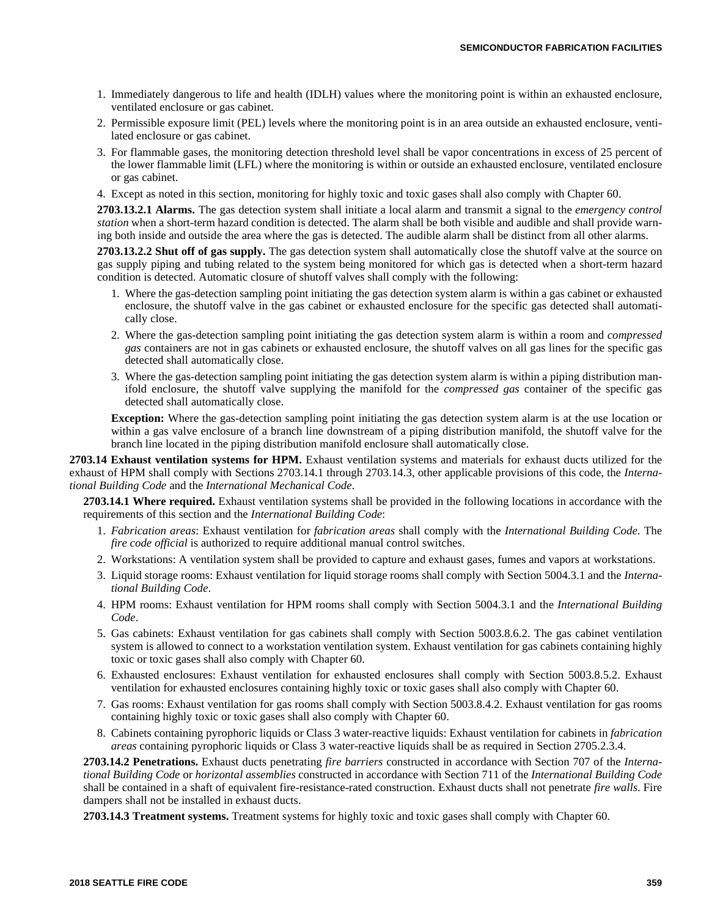1. Immediately dangerous to life and health (IDLH) values where the monitoring point is within an exhausted enclosure, ventilated enclosure or gas cabinet.
2. Permissible exposure limit (PEL) levels where the monitoring point is in an area outside an exhausted enclosure, ventilated enclosure or gas cabinet.
3. For flammable gases, the monitoring detection threshold level shall be vapor concentrations in excess of 25 percent of the lower flammable limit (LFL) where the monitoring is within or outside an exhausted enclosure, ventilated enclosure or gas cabinet.
4. Except as noted in this section, monitoring for highly toxic and toxic gases shall also comply with Chapter 60.

**2703.13.2.1 Alarms.** The gas detection system shall initiate a local alarm and transmit a signal to the *emergency control station* when a short-term hazard condition is detected. The alarm shall be both visible and audible and shall provide warning both inside and outside the area where the gas is detected. The audible alarm shall be distinct from all other alarms.

**2703.13.2.2 Shut off of gas supply.** The gas detection system shall automatically close the shutoff valve at the source on gas supply piping and tubing related to the system being monitored for which gas is detected when a short-term hazard condition is detected. Automatic closure of shutoff valves shall comply with the following:

1. Where the gas-detection sampling point initiating the gas detection system alarm is within a gas cabinet or exhausted enclosure, the shutoff valve in the gas cabinet or exhausted enclosure for the specific gas detected shall automatically close.
2. Where the gas-detection sampling point initiating the gas detection system alarm is within a room and *compressed gas* containers are not in gas cabinets or exhausted enclosure, the shutoff valves on all gas lines for the specific gas detected shall automatically close.
3. Where the gas-detection sampling point initiating the gas detection system alarm is within a piping distribution manifold enclosure, the shutoff valve supplying the manifold for the *compressed gas* container of the specific gas detected shall automatically close.

**Exception:** Where the gas-detection sampling point initiating the gas detection system alarm is at the use location or within a gas valve enclosure of a branch line downstream of a piping distribution manifold, the shutoff valve for the branch line located in the piping distribution manifold enclosure shall automatically close.

**2703.14 Exhaust ventilation systems for HPM.** Exhaust ventilation systems and materials for exhaust ducts utilized for the exhaust of HPM shall comply with Sections 2703.14.1 through 2703.14.3, other applicable provisions of this code, the *International Building Code* and the *International Mechanical Code*.

**2703.14.1 Where required.** Exhaust ventilation systems shall be provided in the following locations in accordance with the requirements of this section and the *International Building Code*:

1. *Fabrication areas*: Exhaust ventilation for *fabrication areas* shall comply with the *International Building Code*. The *fire code official* is authorized to require additional manual control switches.
2. Workstations: A ventilation system shall be provided to capture and exhaust gases, fumes and vapors at workstations.
3. Liquid storage rooms: Exhaust ventilation for liquid storage rooms shall comply with Section 5004.3.1 and the *International Building Code*.
4. HPM rooms: Exhaust ventilation for HPM rooms shall comply with Section 5004.3.1 and the *International Building Code*.
5. Gas cabinets: Exhaust ventilation for gas cabinets shall comply with Section 5003.8.6.2. The gas cabinet ventilation system is allowed to connect to a workstation ventilation system. Exhaust ventilation for gas cabinets containing highly toxic or toxic gases shall also comply with Chapter 60.
6. Exhausted enclosures: Exhaust ventilation for exhausted enclosures shall comply with Section 5003.8.5.2. Exhaust ventilation for exhausted enclosures containing highly toxic or toxic gases shall also comply with Chapter 60.
7. Gas rooms: Exhaust ventilation for gas rooms shall comply with Section 5003.8.4.2. Exhaust ventilation for gas rooms containing highly toxic or toxic gases shall also comply with Chapter 60.
8. Cabinets containing pyrophoric liquids or Class 3 water-reactive liquids: Exhaust ventilation for cabinets in *fabrication areas* containing pyrophoric liquids or Class 3 water-reactive liquids shall be as required in Section 2705.2.3.4.

**2703.14.2 Penetrations.** Exhaust ducts penetrating *fire barriers* constructed in accordance with Section 707 of the *International Building Code* or *horizontal assemblies* constructed in accordance with Section 711 of the *International Building Code* shall be contained in a shaft of equivalent fire-resistance-rated construction. Exhaust ducts shall not penetrate *fire walls*. Fire dampers shall not be installed in exhaust ducts.

**2703.14.3 Treatment systems.** Treatment systems for highly toxic and toxic gases shall comply with Chapter 60.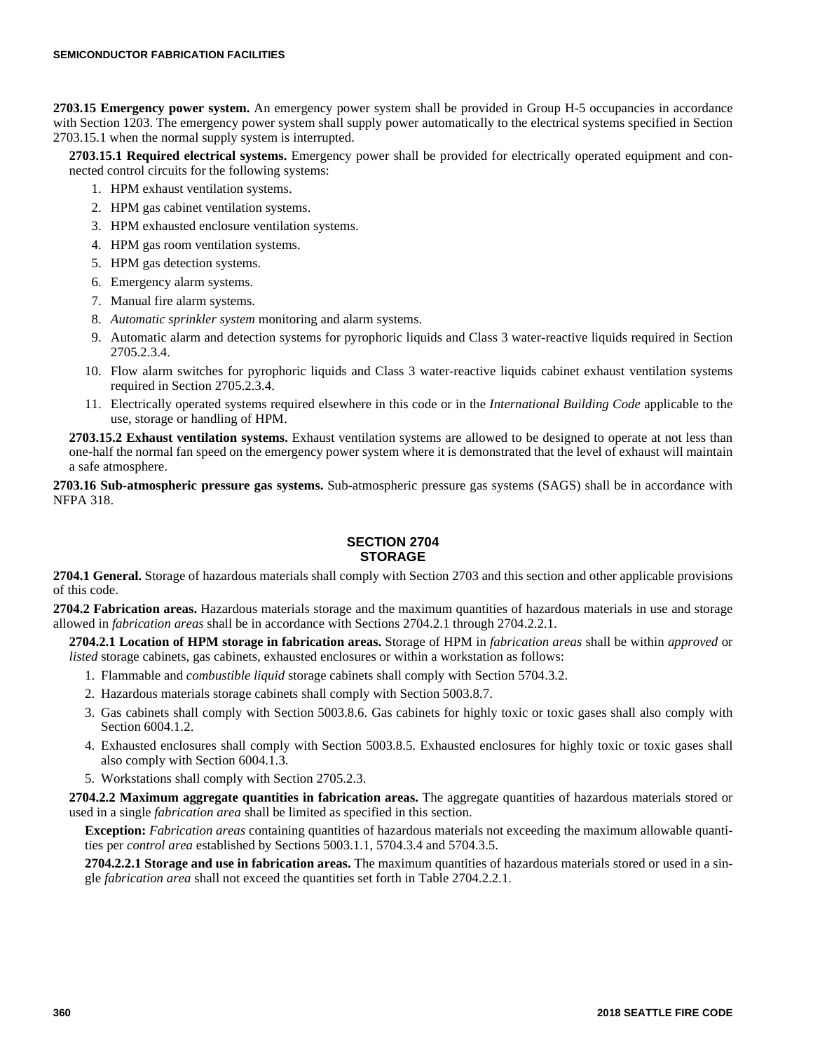**2703.15 Emergency power system.** An emergency power system shall be provided in Group H-5 occupancies in accordance with Section 1203. The emergency power system shall supply power automatically to the electrical systems specified in Section 2703.15.1 when the normal supply system is interrupted.

**2703.15.1 Required electrical systems.** Emergency power shall be provided for electrically operated equipment and connected control circuits for the following systems:

1. HPM exhaust ventilation systems.
2. HPM gas cabinet ventilation systems.
3. HPM exhausted enclosure ventilation systems.
4. HPM gas room ventilation systems.
5. HPM gas detection systems.
6. Emergency alarm systems.
7. Manual fire alarm systems.
8. *Automatic sprinkler system* monitoring and alarm systems.
9. Automatic alarm and detection systems for pyrophoric liquids and Class 3 water-reactive liquids required in Section 2705.2.3.4.
10. Flow alarm switches for pyrophoric liquids and Class 3 water-reactive liquids cabinet exhaust ventilation systems required in Section 2705.2.3.4.
11. Electrically operated systems required elsewhere in this code or in the *International Building Code* applicable to the use, storage or handling of HPM.

**2703.15.2 Exhaust ventilation systems.** Exhaust ventilation systems are allowed to be designed to operate at not less than one-half the normal fan speed on the emergency power system where it is demonstrated that the level of exhaust will maintain a safe atmosphere.

**2703.16 Sub-atmospheric pressure gas systems.** Sub-atmospheric pressure gas systems (SAGS) shall be in accordance with NFPA 318.

## SECTION 2704
## STORAGE

**2704.1 General.** Storage of hazardous materials shall comply with Section 2703 and this section and other applicable provisions of this code.

**2704.2 Fabrication areas.** Hazardous materials storage and the maximum quantities of hazardous materials in use and storage allowed in *fabrication areas* shall be in accordance with Sections 2704.2.1 through 2704.2.2.1.

**2704.2.1 Location of HPM storage in fabrication areas.** Storage of HPM in *fabrication areas* shall be within *approved* or *listed* storage cabinets, gas cabinets, exhausted enclosures or within a workstation as follows:

1. Flammable and *combustible liquid* storage cabinets shall comply with Section 5704.3.2.
2. Hazardous materials storage cabinets shall comply with Section 5003.8.7.
3. Gas cabinets shall comply with Section 5003.8.6. Gas cabinets for highly toxic or toxic gases shall also comply with Section 6004.1.2.
4. Exhausted enclosures shall comply with Section 5003.8.5. Exhausted enclosures for highly toxic or toxic gases shall also comply with Section 6004.1.3.
5. Workstations shall comply with Section 2705.2.3.

**2704.2.2 Maximum aggregate quantities in fabrication areas.** The aggregate quantities of hazardous materials stored or used in a single *fabrication area* shall be limited as specified in this section.

**Exception:** *Fabrication areas* containing quantities of hazardous materials not exceeding the maximum allowable quantities per *control area* established by Sections 5003.1.1, 5704.3.4 and 5704.3.5.

**2704.2.2.1 Storage and use in fabrication areas.** The maximum quantities of hazardous materials stored or used in a single *fabrication area* shall not exceed the quantities set forth in Table 2704.2.2.1.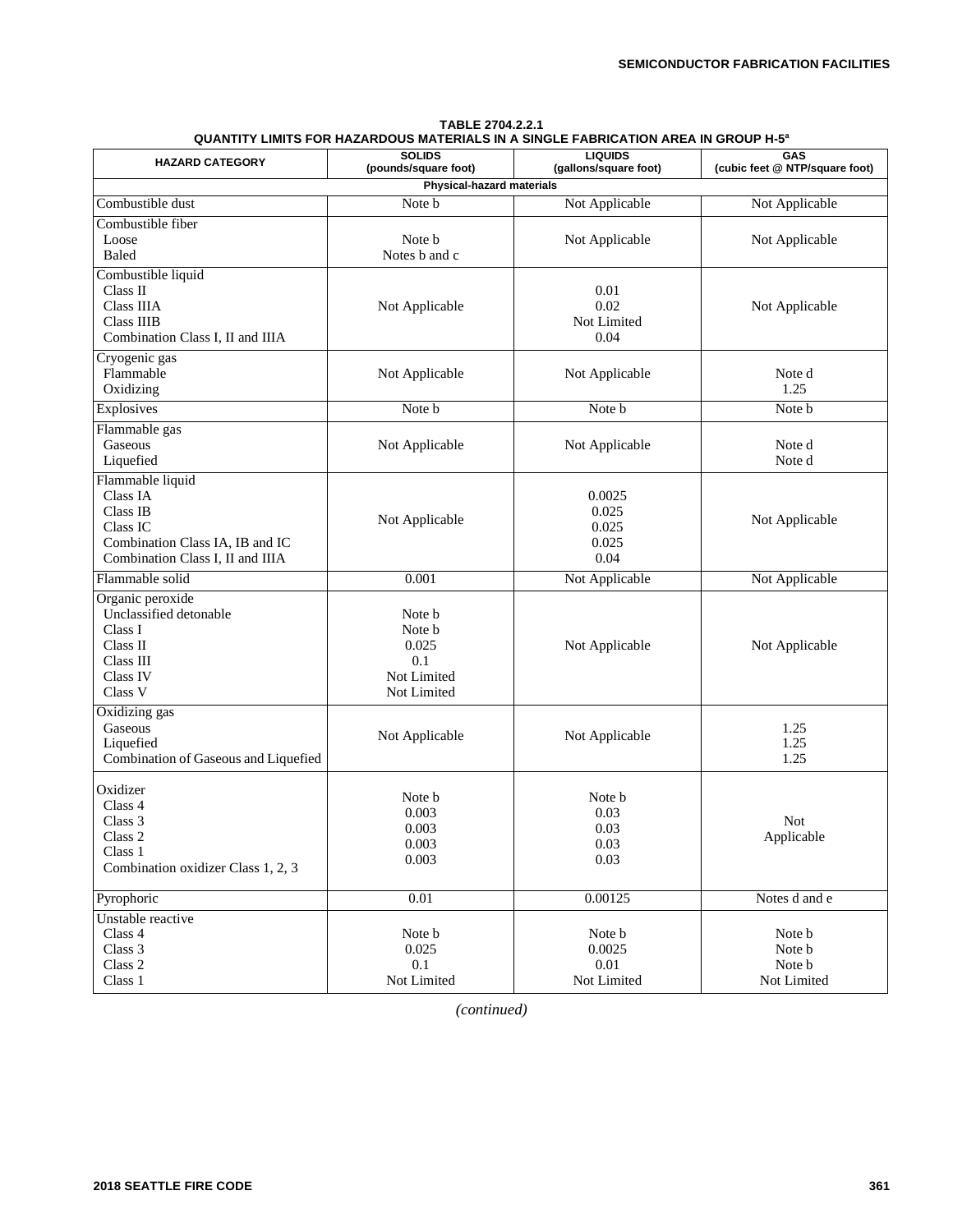**TABLE 2704.2.2.1**
**QUANTITY LIMITS FOR HAZARDOUS MATERIALS IN A SINGLE FABRICATION AREA IN GROUP H-5[a]**

| HAZARD CATEGORY | SOLIDS (pounds/square foot) | LIQUIDS (gallons/square foot) | GAS (cubic feet @ NTP/square foot) |
|---|---|---|---|
| **Physical-hazard materials** | | | |
| Combustible dust | Note b | Not Applicable | Not Applicable |
| Combustible fiber<br>Loose<br>Baled | <br>Note b<br>Notes b and c | Not Applicable | Not Applicable |
| Combustible liquid<br>Class II<br>Class IIIA<br>Class IIIB<br>Combination Class I, II and IIIA | Not Applicable | <br>0.01<br>0.02<br>Not Limited<br>0.04 | Not Applicable |
| Cryogenic gas<br>Flammable<br>Oxidizing | Not Applicable | Not Applicable | <br>Note d<br>1.25 |
| Explosives | Note b | Note b | Note b |
| Flammable gas<br>Gaseous<br>Liquefied | Not Applicable | Not Applicable | <br>Note d<br>Note d |
| Flammable liquid<br>Class IA<br>Class IB<br>Class IC<br>Combination Class IA, IB and IC<br>Combination Class I, II and IIIA | Not Applicable | <br>0.0025<br>0.025<br>0.025<br>0.025<br>0.04 | Not Applicable |
| Flammable solid | 0.001 | Not Applicable | Not Applicable |
| Organic peroxide<br>Unclassified detonable<br>Class I<br>Class II<br>Class III<br>Class IV<br>Class V | <br>Note b<br>Note b<br>0.025<br>0.1<br>Not Limited<br>Not Limited | Not Applicable | Not Applicable |
| Oxidizing gas<br>Gaseous<br>Liquefied<br>Combination of Gaseous and Liquefied | Not Applicable | Not Applicable | <br>1.25<br>1.25<br>1.25 |
| Oxidizer<br>Class 4<br>Class 3<br>Class 2<br>Class 1<br>Combination oxidizer Class 1, 2, 3 | <br>Note b<br>0.003<br>0.003<br>0.003<br>0.003 | <br>Note b<br>0.03<br>0.03<br>0.03<br>0.03 | Not Applicable |
| Pyrophoric | 0.01 | 0.00125 | Notes d and e |
| Unstable reactive<br>Class 4<br>Class 3<br>Class 2<br>Class 1 | <br>Note b<br>0.025<br>0.1<br>Not Limited | <br>Note b<br>0.0025<br>0.01<br>Not Limited | <br>Note b<br>Note b<br>Note b<br>Not Limited |

*(continued)*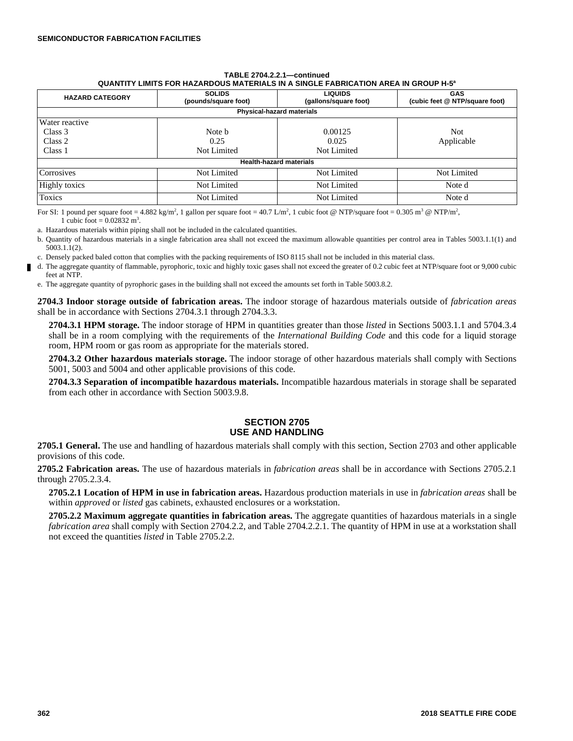**TABLE 2704.2.2.1—continued**
**QUANTITY LIMITS FOR HAZARDOUS MATERIALS IN A SINGLE FABRICATION AREA IN GROUP H-5[a]**

| HAZARD CATEGORY | SOLIDS (pounds/square foot) | LIQUIDS (gallons/square foot) | GAS (cubic feet @ NTP/square foot) |
|---|---|---|---|
| **Physical-hazard materials** | | | |
| Water reactive | | | |
| Class 3 | Note b | 0.00125 | Not Applicable |
| Class 2 | 0.25 | 0.025 | |
| Class 1 | Not Limited | Not Limited | |
| **Health-hazard materials** | | | |
| Corrosives | Not Limited | Not Limited | Not Limited |
| Highly toxics | Not Limited | Not Limited | Note d |
| Toxics | Not Limited | Not Limited | Note d |

For SI: 1 pound per square foot = 4.882 kg/m$^2$, 1 gallon per square foot = 40.7 L/m$^2$, 1 cubic foot @ NTP/square foot = 0.305 m$^3$ @ NTP/m$^2$, 1 cubic foot = 0.02832 m$^3$.

a. Hazardous materials within piping shall not be included in the calculated quantities.

b. Quantity of hazardous materials in a single fabrication area shall not exceed the maximum allowable quantities per control area in Tables 5003.1.1(1) and 5003.1.1(2).

c. Densely packed baled cotton that complies with the packing requirements of ISO 8115 shall not be included in this material class.

d. The aggregate quantity of flammable, pyrophoric, toxic and highly toxic gases shall not exceed the greater of 0.2 cubic feet at NTP/square foot or 9,000 cubic feet at NTP.

e. The aggregate quantity of pyrophoric gases in the building shall not exceed the amounts set forth in Table 5003.8.2.

**2704.3 Indoor storage outside of fabrication areas.** The indoor storage of hazardous materials outside of *fabrication areas* shall be in accordance with Sections 2704.3.1 through 2704.3.3.

**2704.3.1 HPM storage.** The indoor storage of HPM in quantities greater than those *listed* in Sections 5003.1.1 and 5704.3.4 shall be in a room complying with the requirements of the *International Building Code* and this code for a liquid storage room, HPM room or gas room as appropriate for the materials stored.

**2704.3.2 Other hazardous materials storage.** The indoor storage of other hazardous materials shall comply with Sections 5001, 5003 and 5004 and other applicable provisions of this code.

**2704.3.3 Separation of incompatible hazardous materials.** Incompatible hazardous materials in storage shall be separated from each other in accordance with Section 5003.9.8.

## SECTION 2705
## USE AND HANDLING

**2705.1 General.** The use and handling of hazardous materials shall comply with this section, Section 2703 and other applicable provisions of this code.

**2705.2 Fabrication areas.** The use of hazardous materials in *fabrication areas* shall be in accordance with Sections 2705.2.1 through 2705.2.3.4.

**2705.2.1 Location of HPM in use in fabrication areas.** Hazardous production materials in use in *fabrication areas* shall be within *approved* or *listed* gas cabinets, exhausted enclosures or a workstation.

**2705.2.2 Maximum aggregate quantities in fabrication areas.** The aggregate quantities of hazardous materials in a single *fabrication area* shall comply with Section 2704.2.2, and Table 2704.2.2.1. The quantity of HPM in use at a workstation shall not exceed the quantities *listed* in Table 2705.2.2.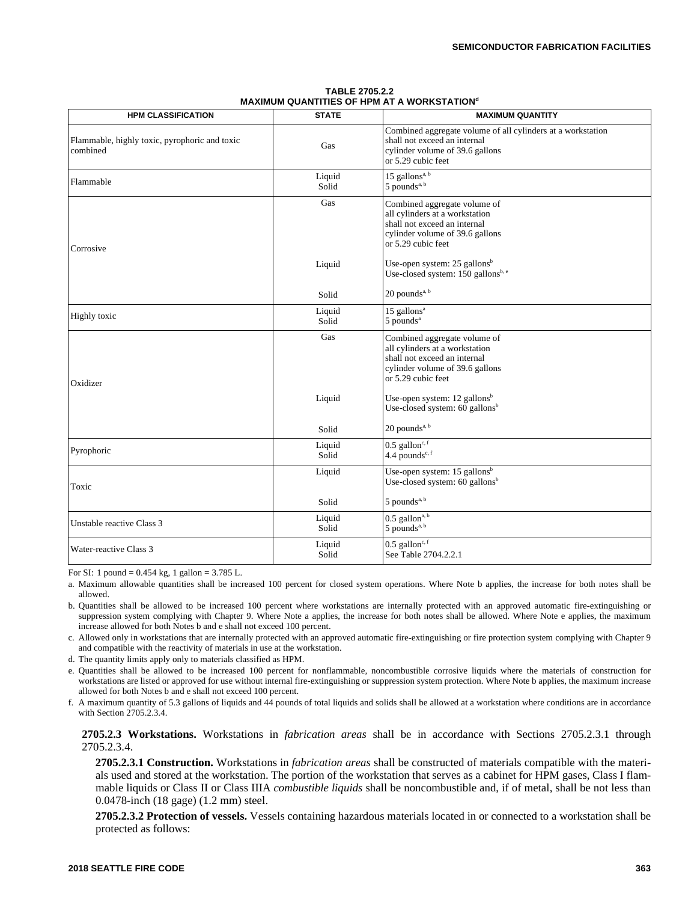**TABLE 2705.2.2**
**MAXIMUM QUANTITIES OF HPM AT A WORKSTATION[d]**

| HPM CLASSIFICATION | STATE | MAXIMUM QUANTITY |
|---|---|---|
| Flammable, highly toxic, pyrophoric and toxic combined | Gas | Combined aggregate volume of all cylinders at a workstation shall not exceed an internal cylinder volume of 39.6 gallons or 5.29 cubic feet |
| Flammable | Liquid<br>Solid | 15 gallons[a, b]<br>5 pounds[a, b] |
| Corrosive | Gas | Combined aggregate volume of all cylinders at a workstation shall not exceed an internal cylinder volume of 39.6 gallons or 5.29 cubic feet |
| | Liquid | Use-open system: 25 gallons[b]<br>Use-closed system: 150 gallons[b, e] |
| | Solid | 20 pounds[a, b] |
| Highly toxic | Liquid<br>Solid | 15 gallons[a]<br>5 pounds[a] |
| Oxidizer | Gas | Combined aggregate volume of all cylinders at a workstation shall not exceed an internal cylinder volume of 39.6 gallons or 5.29 cubic feet |
| | Liquid | Use-open system: 12 gallons[b]<br>Use-closed system: 60 gallons[b] |
| | Solid | 20 pounds[a, b] |
| Pyrophoric | Liquid<br>Solid | 0.5 gallon[c, f]<br>4.4 pounds[c, f] |
| Toxic | Liquid | Use-open system: 15 gallons[b]<br>Use-closed system: 60 gallons[b] |
| | Solid | 5 pounds[a, b] |
| Unstable reactive Class 3 | Liquid<br>Solid | 0.5 gallon[a, b]<br>5 pounds[a, b] |
| Water-reactive Class 3 | Liquid<br>Solid | 0.5 gallon[c, f]<br>See Table 2704.2.2.1 |

For SI: 1 pound = 0.454 kg, 1 gallon = 3.785 L.

a. Maximum allowable quantities shall be increased 100 percent for closed system operations. Where Note b applies, the increase for both notes shall be allowed.

b. Quantities shall be allowed to be increased 100 percent where workstations are internally protected with an approved automatic fire-extinguishing or suppression system complying with Chapter 9. Where Note a applies, the increase for both notes shall be allowed. Where Note e applies, the maximum increase allowed for both Notes b and e shall not exceed 100 percent.

c. Allowed only in workstations that are internally protected with an approved automatic fire-extinguishing or fire protection system complying with Chapter 9 and compatible with the reactivity of materials in use at the workstation.

d. The quantity limits apply only to materials classified as HPM.

e. Quantities shall be allowed to be increased 100 percent for nonflammable, noncombustible corrosive liquids where the materials of construction for workstations are listed or approved for use without internal fire-extinguishing or suppression system protection. Where Note b applies, the maximum increase allowed for both Notes b and e shall not exceed 100 percent.

f. A maximum quantity of 5.3 gallons of liquids and 44 pounds of total liquids and solids shall be allowed at a workstation where conditions are in accordance with Section 2705.2.3.4.

**2705.2.3 Workstations.** Workstations in *fabrication areas* shall be in accordance with Sections 2705.2.3.1 through 2705.2.3.4.

**2705.2.3.1 Construction.** Workstations in *fabrication areas* shall be constructed of materials compatible with the materials used and stored at the workstation. The portion of the workstation that serves as a cabinet for HPM gases, Class I flammable liquids or Class II or Class IIIA *combustible liquids* shall be noncombustible and, if of metal, shall be not less than 0.0478-inch (18 gage) (1.2 mm) steel.

**2705.2.3.2 Protection of vessels.** Vessels containing hazardous materials located in or connected to a workstation shall be protected as follows: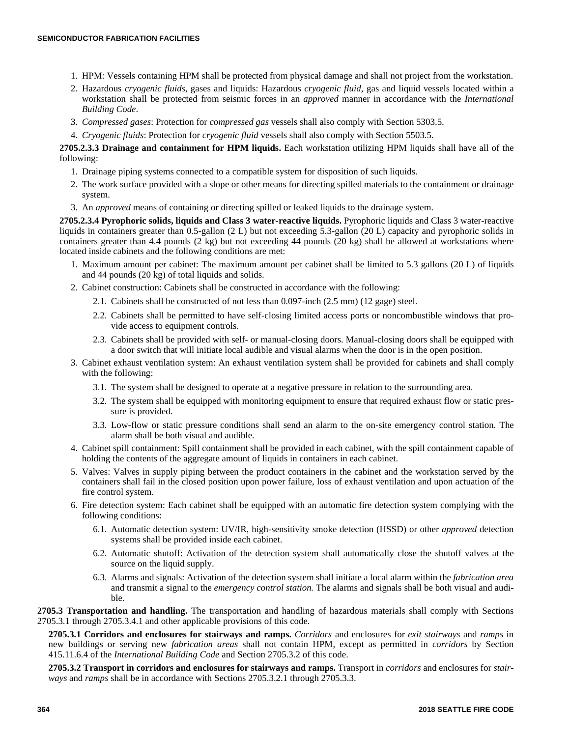1. HPM: Vessels containing HPM shall be protected from physical damage and shall not project from the workstation.
2. Hazardous *cryogenic fluids*, gases and liquids: Hazardous *cryogenic fluid*, gas and liquid vessels located within a workstation shall be protected from seismic forces in an *approved* manner in accordance with the *International Building Code*.
3. *Compressed gases*: Protection for *compressed gas* vessels shall also comply with Section 5303.5.
4. *Cryogenic fluids*: Protection for *cryogenic fluid* vessels shall also comply with Section 5503.5.

**2705.2.3.3 Drainage and containment for HPM liquids.** Each workstation utilizing HPM liquids shall have all of the following:

1. Drainage piping systems connected to a compatible system for disposition of such liquids.
2. The work surface provided with a slope or other means for directing spilled materials to the containment or drainage system.
3. An *approved* means of containing or directing spilled or leaked liquids to the drainage system.

**2705.2.3.4 Pyrophoric solids, liquids and Class 3 water-reactive liquids.** Pyrophoric liquids and Class 3 water-reactive liquids in containers greater than 0.5-gallon (2 L) but not exceeding 5.3-gallon (20 L) capacity and pyrophoric solids in containers greater than 4.4 pounds (2 kg) but not exceeding 44 pounds (20 kg) shall be allowed at workstations where located inside cabinets and the following conditions are met:

1. Maximum amount per cabinet: The maximum amount per cabinet shall be limited to 5.3 gallons (20 L) of liquids and 44 pounds (20 kg) of total liquids and solids.
2. Cabinet construction: Cabinets shall be constructed in accordance with the following:
   - 2.1. Cabinets shall be constructed of not less than 0.097-inch (2.5 mm) (12 gage) steel.
   - 2.2. Cabinets shall be permitted to have self-closing limited access ports or noncombustible windows that provide access to equipment controls.
   - 2.3. Cabinets shall be provided with self- or manual-closing doors. Manual-closing doors shall be equipped with a door switch that will initiate local audible and visual alarms when the door is in the open position.
3. Cabinet exhaust ventilation system: An exhaust ventilation system shall be provided for cabinets and shall comply with the following:
   - 3.1. The system shall be designed to operate at a negative pressure in relation to the surrounding area.
   - 3.2. The system shall be equipped with monitoring equipment to ensure that required exhaust flow or static pressure is provided.
   - 3.3. Low-flow or static pressure conditions shall send an alarm to the on-site emergency control station. The alarm shall be both visual and audible.
4. Cabinet spill containment: Spill containment shall be provided in each cabinet, with the spill containment capable of holding the contents of the aggregate amount of liquids in containers in each cabinet.
5. Valves: Valves in supply piping between the product containers in the cabinet and the workstation served by the containers shall fail in the closed position upon power failure, loss of exhaust ventilation and upon actuation of the fire control system.
6. Fire detection system: Each cabinet shall be equipped with an automatic fire detection system complying with the following conditions:
   - 6.1. Automatic detection system: UV/IR, high-sensitivity smoke detection (HSSD) or other *approved* detection systems shall be provided inside each cabinet.
   - 6.2. Automatic shutoff: Activation of the detection system shall automatically close the shutoff valves at the source on the liquid supply.
   - 6.3. Alarms and signals: Activation of the detection system shall initiate a local alarm within the *fabrication area* and transmit a signal to the *emergency control station.* The alarms and signals shall be both visual and audible.

**2705.3 Transportation and handling.** The transportation and handling of hazardous materials shall comply with Sections 2705.3.1 through 2705.3.4.1 and other applicable provisions of this code.

**2705.3.1 Corridors and enclosures for stairways and ramps.** *Corridors* and enclosures for *exit stairways* and *ramps* in new buildings or serving new *fabrication areas* shall not contain HPM, except as permitted in *corridors* by Section 415.11.6.4 of the *International Building Code* and Section 2705.3.2 of this code.

**2705.3.2 Transport in corridors and enclosures for stairways and ramps.** Transport in *corridors* and enclosures for *stairways* and *ramps* shall be in accordance with Sections 2705.3.2.1 through 2705.3.3.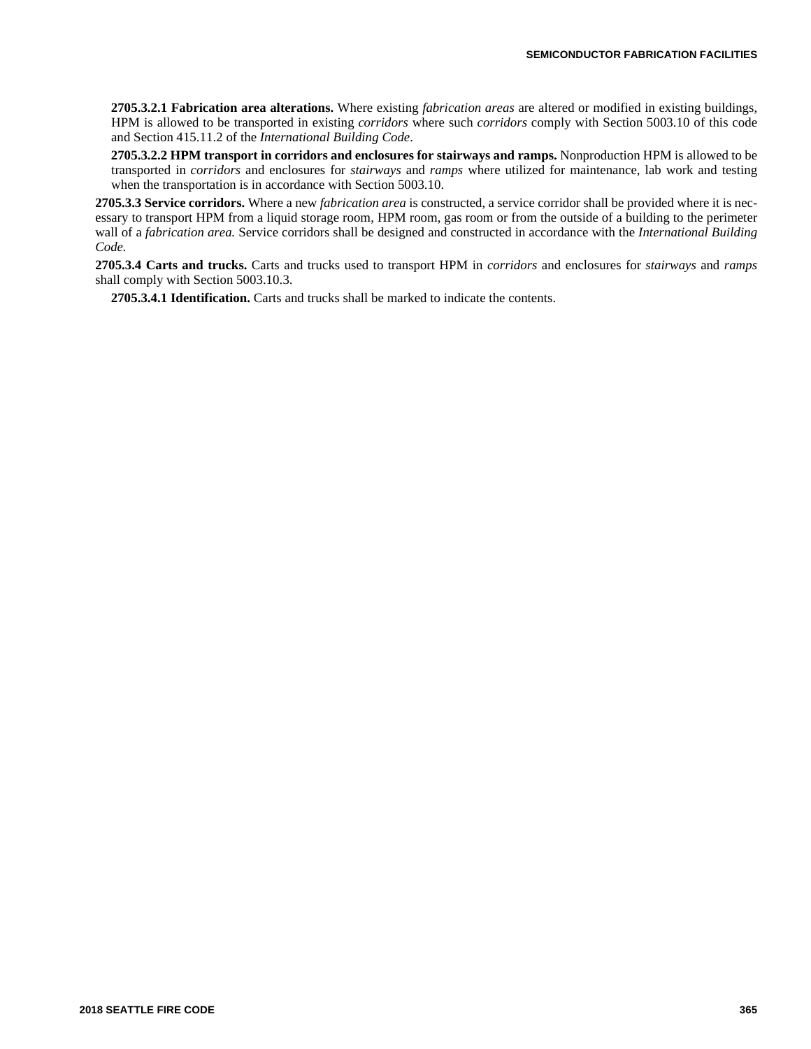**2705.3.2.1 Fabrication area alterations.** Where existing *fabrication areas* are altered or modified in existing buildings, HPM is allowed to be transported in existing *corridors* where such *corridors* comply with Section 5003.10 of this code and Section 415.11.2 of the *International Building Code*.

**2705.3.2.2 HPM transport in corridors and enclosures for stairways and ramps.** Nonproduction HPM is allowed to be transported in *corridors* and enclosures for *stairways* and *ramps* where utilized for maintenance, lab work and testing when the transportation is in accordance with Section 5003.10.

**2705.3.3 Service corridors.** Where a new *fabrication area* is constructed, a service corridor shall be provided where it is necessary to transport HPM from a liquid storage room, HPM room, gas room or from the outside of a building to the perimeter wall of a *fabrication area.* Service corridors shall be designed and constructed in accordance with the *International Building Code*.

**2705.3.4 Carts and trucks.** Carts and trucks used to transport HPM in *corridors* and enclosures for *stairways* and *ramps* shall comply with Section 5003.10.3.

**2705.3.4.1 Identification.** Carts and trucks shall be marked to indicate the contents.